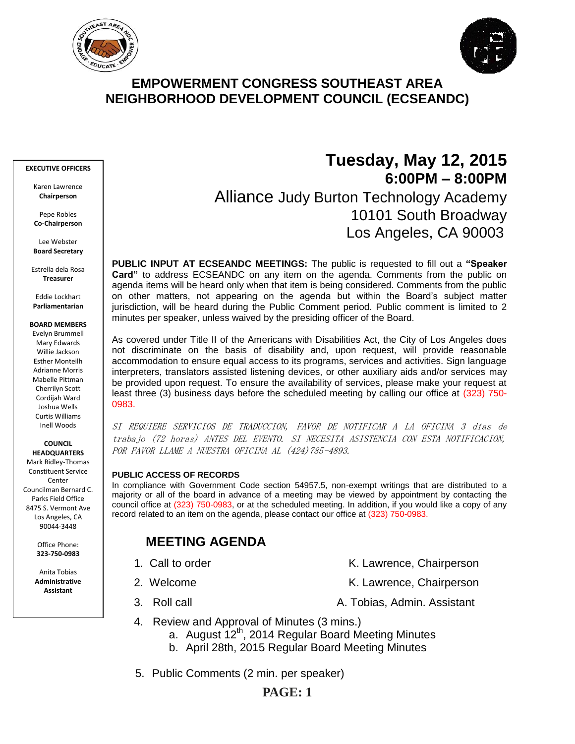# EMPOWERMENT CONGRESS SOUTHEAST AREA NEIGHBORHOOD DEVELOPMENT COUNCIL (ECSEANDC)

**EXECUTIVE OFFICERS**

Karen Lawrence
**Chairperson**

Pepe Robles
**Co-Chairperson**

Lee Webster
**Board Secretary**

Estrella dela Rosa
**Treasurer**

Eddie Lockhart
**Parliamentarian**

**BOARD MEMBERS**

Evelyn Brummell
Mary Edwards
Willie Jackson
Esther Monteilh
Adrianne Morris
Mabelle Pittman
Cherrilyn Scott
Cordijah Ward
Joshua Wells
Curtis Williams
Inell Woods

**COUNCIL HEADQUARTERS**

Mark Ridley-Thomas Constituent Service Center
Councilman Bernard C. Parks Field Office
8475 S. Vermont Ave
Los Angeles, CA 90044-3448

Office Phone:
**323-750-0983**

Anita Tobias
**Administrative Assistant**

## Tuesday, May 12, 2015
## 6:00PM – 8:00PM

Alliance Judy Burton Technology Academy
10101 South Broadway
Los Angeles, CA 90003

**PUBLIC INPUT AT ECSEANDC MEETINGS:** The public is requested to fill out a **"Speaker Card"** to address ECSEANDC on any item on the agenda. Comments from the public on agenda items will be heard only when that item is being considered. Comments from the public on other matters, not appearing on the agenda but within the Board's subject matter jurisdiction, will be heard during the Public Comment period. Public comment is limited to 2 minutes per speaker, unless waived by the presiding officer of the Board.

As covered under Title II of the Americans with Disabilities Act, the City of Los Angeles does not discriminate on the basis of disability and, upon request, will provide reasonable accommodation to ensure equal access to its programs, services and activities. Sign language interpreters, translators assisted listening devices, or other auxiliary aids and/or services may be provided upon request. To ensure the availability of services, please make your request at least three (3) business days before the scheduled meeting by calling our office at (323) 750-0983.

*SI REQUIERE SERVICIOS DE TRADUCCION, FAVOR DE NOTIFICAR A LA OFICINA 3 días de trabajo (72 horas) ANTES DEL EVENTO. SI NECESITA ASISTENCIA CON ESTA NOTIFICACION, POR FAVOR LLAME A NUESTRA OFICINA AL (424)785-4893.*

**PUBLIC ACCESS OF RECORDS**

In compliance with Government Code section 54957.5, non-exempt writings that are distributed to a majority or all of the board in advance of a meeting may be viewed by appointment by contacting the council office at (323) 750-0983, or at the scheduled meeting. In addition, if you would like a copy of any record related to an item on the agenda, please contact our office at (323) 750-0983.

## MEETING AGENDA

1. Call to order — K. Lawrence, Chairperson
2. Welcome — K. Lawrence, Chairperson
3. Roll call — A. Tobias, Admin. Assistant
4. Review and Approval of Minutes (3 mins.)
   a. August 12th, 2014 Regular Board Meeting Minutes
   b. April 28th, 2015 Regular Board Meeting Minutes
5. Public Comments (2 min. per speaker)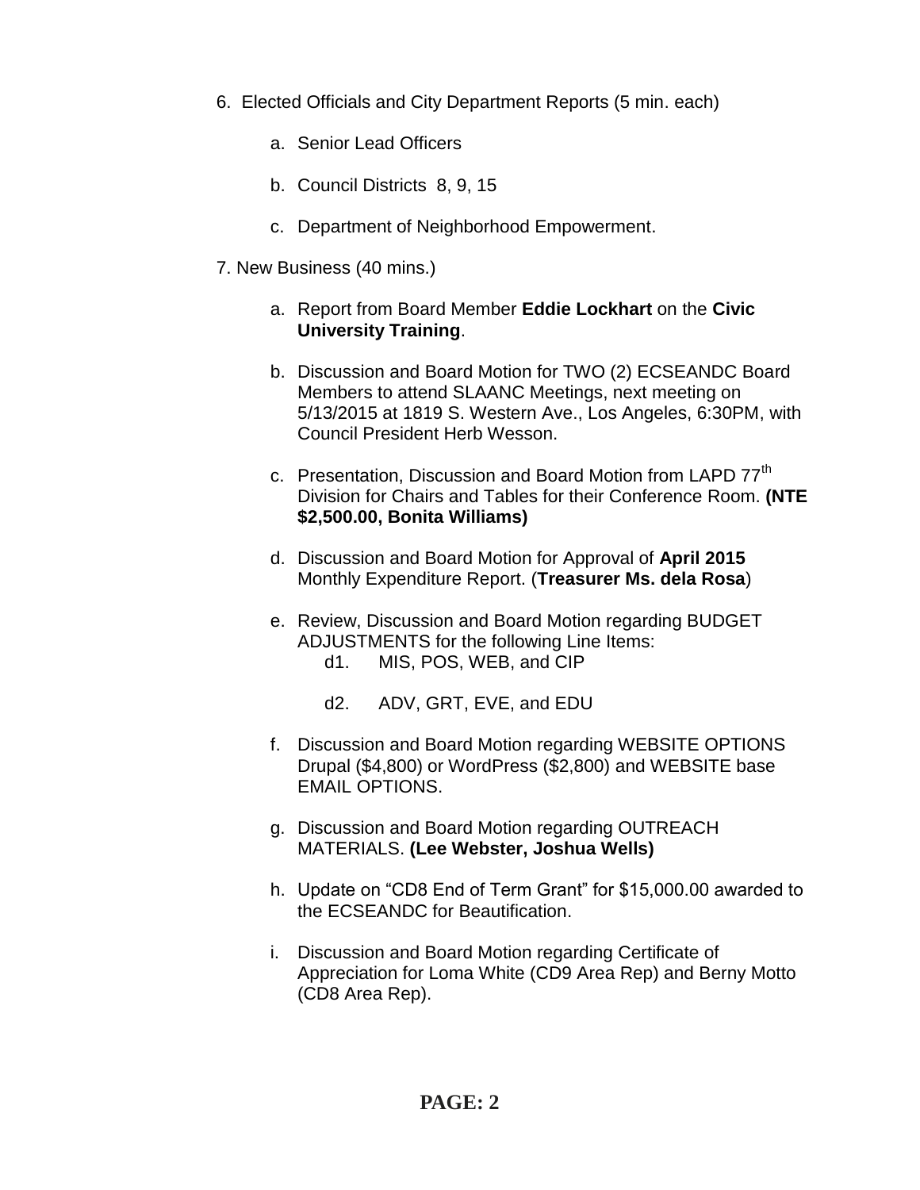6. Elected Officials and City Department Reports (5 min. each)

   a. Senior Lead Officers

   b. Council Districts 8, 9, 15

   c. Department of Neighborhood Empowerment.

7. New Business (40 mins.)

   a. Report from Board Member **Eddie Lockhart** on the **Civic University Training**.

   b. Discussion and Board Motion for TWO (2) ECSEANDC Board Members to attend SLAANC Meetings, next meeting on 5/13/2015 at 1819 S. Western Ave., Los Angeles, 6:30PM, with Council President Herb Wesson.

   c. Presentation, Discussion and Board Motion from LAPD 77th Division for Chairs and Tables for their Conference Room. **(NTE $2,500.00, Bonita Williams)**

   d. Discussion and Board Motion for Approval of **April 2015** Monthly Expenditure Report. (**Treasurer Ms. dela Rosa**)

   e. Review, Discussion and Board Motion regarding BUDGET ADJUSTMENTS for the following Line Items:

      d1. MIS, POS, WEB, and CIP

      d2. ADV, GRT, EVE, and EDU

   f. Discussion and Board Motion regarding WEBSITE OPTIONS Drupal ($4,800) or WordPress ($2,800) and WEBSITE base EMAIL OPTIONS.

   g. Discussion and Board Motion regarding OUTREACH MATERIALS. **(Lee Webster, Joshua Wells)**

   h. Update on "CD8 End of Term Grant" for $15,000.00 awarded to the ECSEANDC for Beautification.

   i. Discussion and Board Motion regarding Certificate of Appreciation for Loma White (CD9 Area Rep) and Berny Motto (CD8 Area Rep).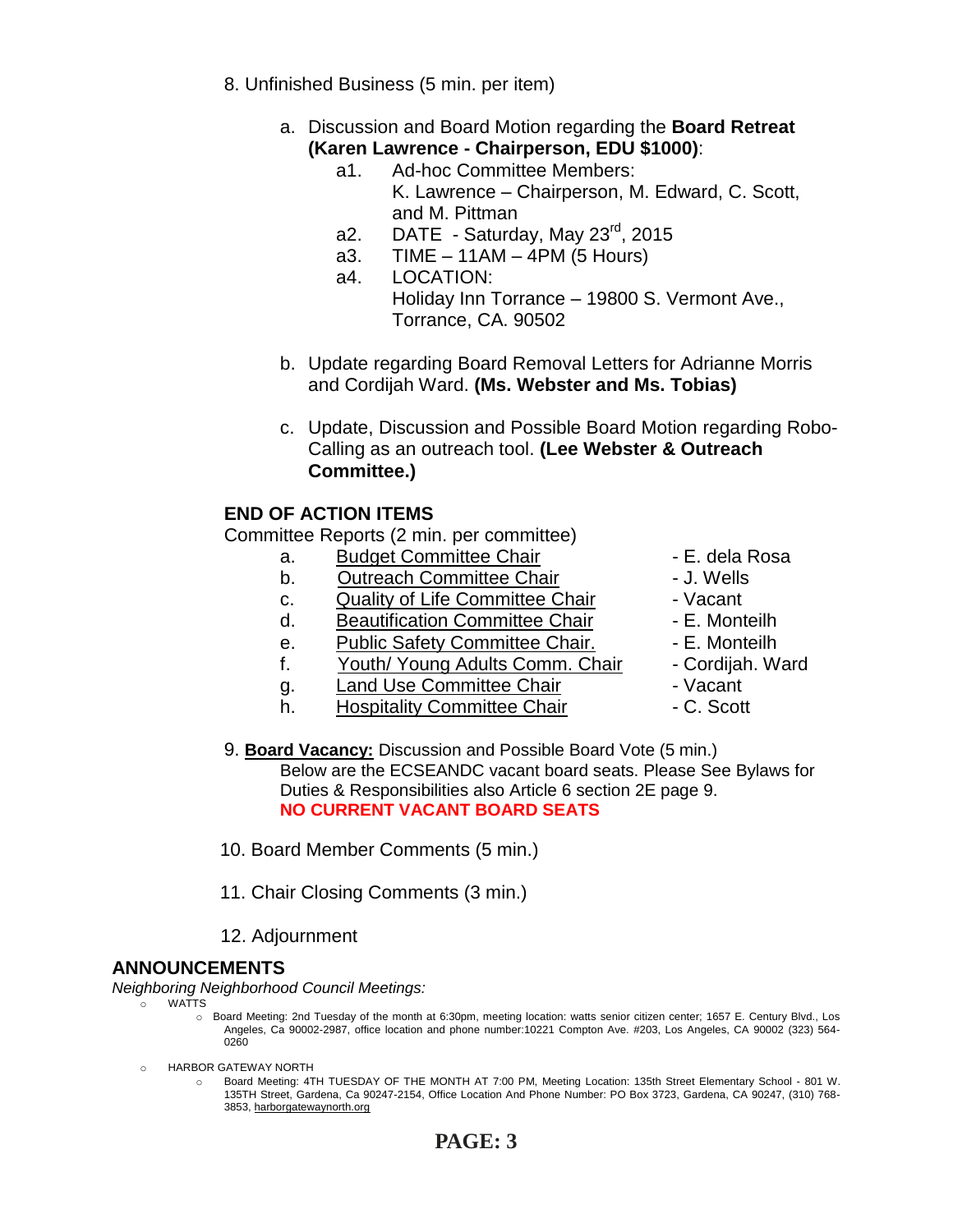8. Unfinished Business (5 min. per item)

   a. Discussion and Board Motion regarding the **Board Retreat (Karen Lawrence - Chairperson, EDU $1000)**:
      - a1. Ad-hoc Committee Members: K. Lawrence – Chairperson, M. Edward, C. Scott, and M. Pittman
      - a2. DATE - Saturday, May 23rd, 2015
      - a3. TIME – 11AM – 4PM (5 Hours)
      - a4. LOCATION: Holiday Inn Torrance – 19800 S. Vermont Ave., Torrance, CA. 90502

   b. Update regarding Board Removal Letters for Adrianne Morris and Cordijah Ward. **(Ms. Webster and Ms. Tobias)**

   c. Update, Discussion and Possible Board Motion regarding Robo-Calling as an outreach tool. **(Lee Webster & Outreach Committee.)**

## END OF ACTION ITEMS

Committee Reports (2 min. per committee)

- a. Budget Committee Chair - E. dela Rosa
- b. Outreach Committee Chair - J. Wells
- c. Quality of Life Committee Chair - Vacant
- d. Beautification Committee Chair - E. Monteilh
- e. Public Safety Committee Chair. - E. Monteilh
- f. Youth/ Young Adults Comm. Chair - Cordijah. Ward
- g. Land Use Committee Chair - Vacant
- h. Hospitality Committee Chair - C. Scott

9. **Board Vacancy:** Discussion and Possible Board Vote (5 min.)
   Below are the ECSEANDC vacant board seats. Please See Bylaws for Duties & Responsibilities also Article 6 section 2E page 9.
   **NO CURRENT VACANT BOARD SEATS**

10. Board Member Comments (5 min.)

11. Chair Closing Comments (3 min.)

12. Adjournment

## ANNOUNCEMENTS

*Neighboring Neighborhood Council Meetings:*

- WATTS
  - Board Meeting: 2nd Tuesday of the month at 6:30pm, meeting location: watts senior citizen center; 1657 E. Century Blvd., Los Angeles, Ca 90002-2987, office location and phone number:10221 Compton Ave. #203, Los Angeles, CA 90002 (323) 564-0260
- HARBOR GATEWAY NORTH
  - Board Meeting: 4TH TUESDAY OF THE MONTH AT 7:00 PM, Meeting Location: 135th Street Elementary School - 801 W. 135TH Street, Gardena, Ca 90247-2154, Office Location And Phone Number: PO Box 3723, Gardena, CA 90247, (310) 768-3853, harborgatewaynorth.org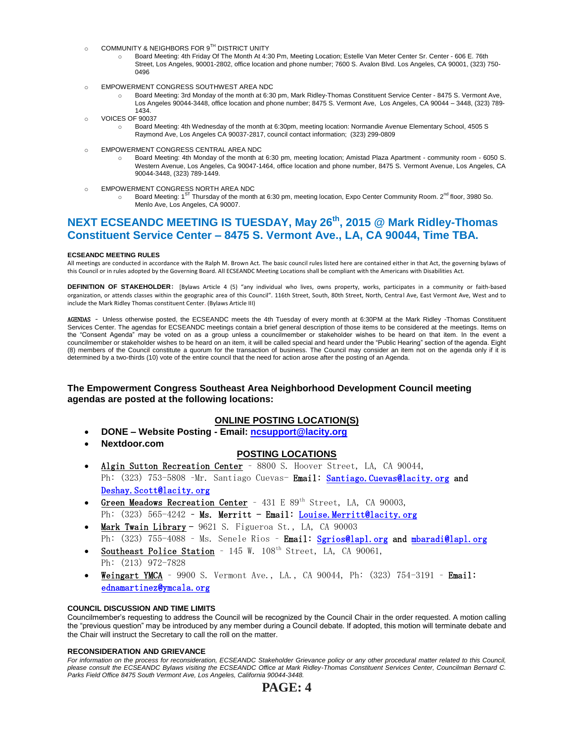- COMMUNITY & NEIGHBORS FOR 9TH DISTRICT UNITY
  - Board Meeting: 4th Friday Of The Month At 4:30 Pm, Meeting Location; Estelle Van Meter Center Sr. Center - 606 E. 76th Street, Los Angeles, 90001-2802, office location and phone number; 7600 S. Avalon Blvd. Los Angeles, CA 90001, (323) 750-0496

- EMPOWERMENT CONGRESS SOUTHWEST AREA NDC
  - Board Meeting: 3rd Monday of the month at 6:30 pm, Mark Ridley-Thomas Constituent Service Center - 8475 S. Vermont Ave, Los Angeles 90044-3448, office location and phone number; 8475 S. Vermont Ave, Los Angeles, CA 90044 – 3448, (323) 789-1434.
- VOICES OF 90037
  - Board Meeting: 4th Wednesday of the month at 6:30pm, meeting location: Normandie Avenue Elementary School, 4505 S Raymond Ave, Los Angeles CA 90037-2817, council contact information; (323) 299-0809

- EMPOWERMENT CONGRESS CENTRAL AREA NDC
  - Board Meeting: 4th Monday of the month at 6:30 pm, meeting location; Amistad Plaza Apartment - community room - 6050 S. Western Avenue, Los Angeles, Ca 90047-1464, office location and phone number, 8475 S. Vermont Avenue, Los Angeles, CA 90044-3448, (323) 789-1449.

- EMPOWERMENT CONGRESS NORTH AREA NDC
  - Board Meeting: 1ST Thursday of the month at 6:30 pm, meeting location, Expo Center Community Room. 2nd floor, 3980 So. Menlo Ave, Los Angeles, CA 90007.

## NEXT ECSEANDC MEETING IS TUESDAY, May 26th, 2015 @ Mark Ridley-Thomas Constituent Service Center – 8475 S. Vermont Ave., LA, CA 90044, Time TBA.

**ECSEANDC MEETING RULES**

All meetings are conducted in accordance with the Ralph M. Brown Act. The basic council rules listed here are contained either in that Act, the governing bylaws of this Council or in rules adopted by the Governing Board. All ECSEANDC Meeting Locations shall be compliant with the Americans with Disabilities Act.

**DEFINITION OF STAKEHOLDER:** [Bylaws Article 4 (5) "any individual who lives, owns property, works, participates in a community or faith-based organization, or attends classes within the geographic area of this Council". 116th Street, South, 80th Street, North, Central Ave, East Vermont Ave, West and to include the Mark Ridley Thomas constituent Center. (Bylaws Article III)

**AGENDAS** - Unless otherwise posted, the ECSEANDC meets the 4th Tuesday of every month at 6:30PM at the Mark Ridley -Thomas Constituent Services Center. The agendas for ECSEANDC meetings contain a brief general description of those items to be considered at the meetings. Items on the "Consent Agenda" may be voted on as a group unless a councilmember or stakeholder wishes to be heard on that item. In the event a councilmember or stakeholder wishes to be heard on an item, it will be called special and heard under the "Public Hearing" section of the agenda. Eight (8) members of the Council constitute a quorum for the transaction of business. The Council may consider an item not on the agenda only if it is determined by a two-thirds (10) vote of the entire council that the need for action arose after the posting of an Agenda.

### The Empowerment Congress Southeast Area Neighborhood Development Council meeting agendas are posted at the following locations:

**ONLINE POSTING LOCATION(S)**

- **DONE – Website Posting - Email: ncsupport@lacity.org**
- **Nextdoor.com**

**POSTING LOCATIONS**

- Algin Sutton Recreation Center – 8800 S. Hoover Street, LA, CA 90044, Ph: (323) 753-5808 -Mr. Santiago Cuevas- **Email:** Santiago.Cuevas@lacity.org and Deshay.Scott@lacity.org
- Green Meadows Recreation Center – 431 E 89th Street, LA, CA 90003, Ph: (323) 565-4242 - **Ms. Merritt - Email:** Louise.Merritt@lacity.org
- Mark Twain Library – 9621 S. Figueroa St., LA, CA 90003 Ph: (323) 755-4088 – Ms. Senele Rios – **Email:** Sgrios@lapl.org and mbaradi@lapl.org
- Southeast Police Station – 145 W. 108th Street, LA, CA 90061, Ph: (213) 972-7828
- Weingart YMCA – 9900 S. Vermont Ave., LA., CA 90044, Ph: (323) 754-3191 – **Email:** ednamartinez@ymcala.org

**COUNCIL DISCUSSION AND TIME LIMITS**

Councilmember's requesting to address the Council will be recognized by the Council Chair in the order requested. A motion calling the "previous question" may be introduced by any member during a Council debate. If adopted, this motion will terminate debate and the Chair will instruct the Secretary to call the roll on the matter.

**RECONSIDERATION AND GRIEVANCE**

*For information on the process for reconsideration, ECSEANDC Stakeholder Grievance policy or any other procedural matter related to this Council, please consult the ECSEANDC Bylaws visiting the ECSEANDC Office at Mark Ridley-Thomas Constituent Services Center, Councilman Bernard C. Parks Field Office 8475 South Vermont Ave, Los Angeles, California 90044-3448.*